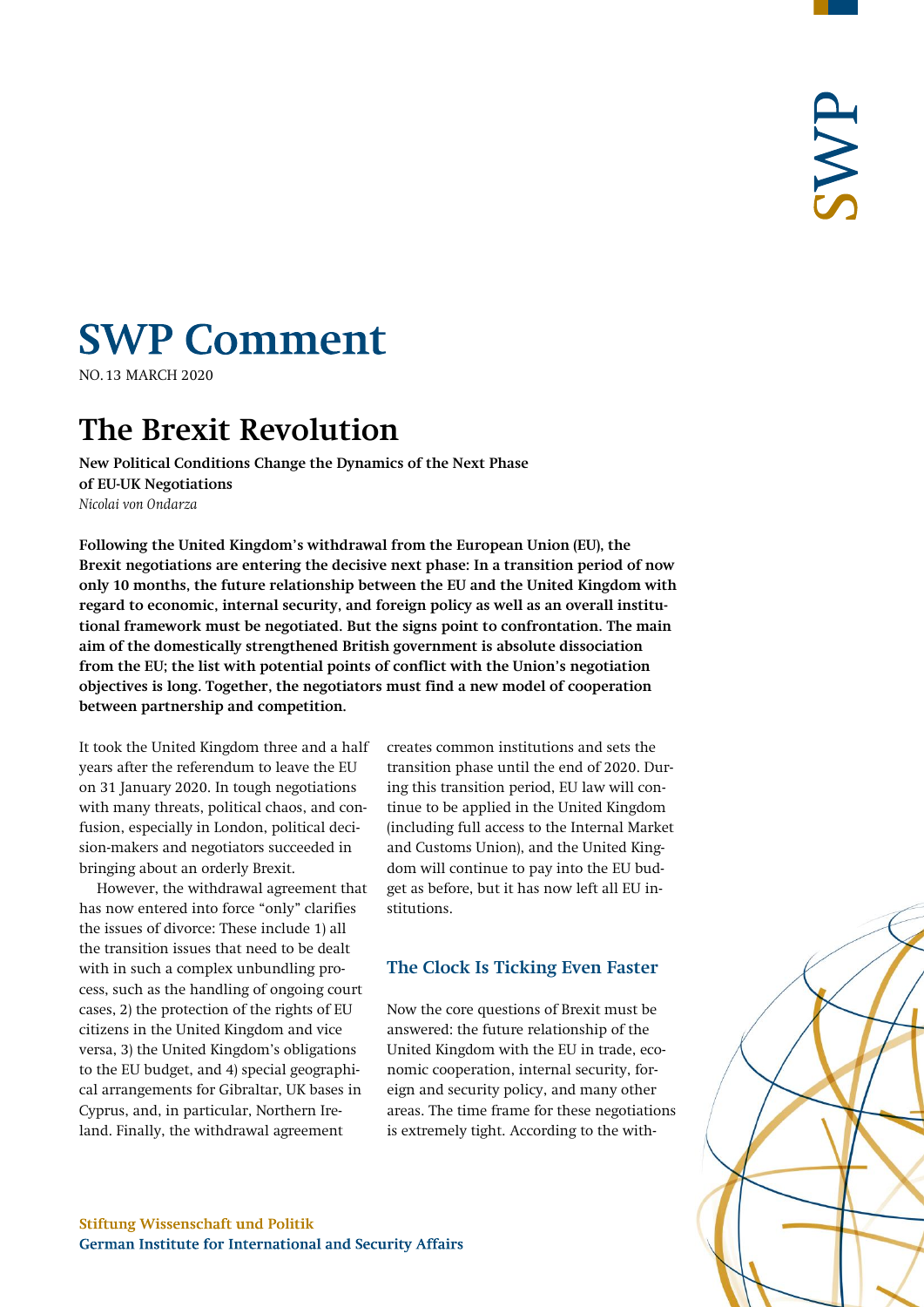# SWP Comment

NO. 13 MARCH 2020

## The Brexit Revolution

**New Political Conditions Change the Dynamics of the Next Phase of EU-UK Negotiations**

*Nicolai von Ondarza*

**Following the United Kingdom's withdrawal from the European Union (EU), the Brexit negotiations are entering the decisive next phase: In a transition period of now only 10 months, the future relationship between the EU and the United Kingdom with regard to economic, internal security, and foreign policy as well as an overall institutional framework must be negotiated. But the signs point to confrontation. The main aim of the domestically strengthened British government is absolute dissociation from the EU; the list with potential points of conflict with the Union's negotiation objectives is long. Together, the negotiators must find a new model of cooperation between partnership and competition.**

It took the United Kingdom three and a half years after the referendum to leave the EU on 31 January 2020. In tough negotiations with many threats, political chaos, and confusion, especially in London, political decision-makers and negotiators succeeded in bringing about an orderly Brexit.

However, the withdrawal agreement that has now entered into force "only" clarifies the issues of divorce: These include 1) all the transition issues that need to be dealt with in such a complex unbundling process, such as the handling of ongoing court cases, 2) the protection of the rights of EU citizens in the United Kingdom and vice versa, 3) the United Kingdom's obligations to the EU budget, and 4) special geographical arrangements for Gibraltar, UK bases in Cyprus, and, in particular, Northern Ireland. Finally, the withdrawal agreement creates common institutions and sets the transition phase until the end of 2020. During this transition period, EU law will continue to be applied in the United Kingdom (including full access to the Internal Market and Customs Union), and the United Kingdom will continue to pay into the EU budget as before, but it has now left all EU institutions.

### The Clock Is Ticking Even Faster

Now the core questions of Brexit must be answered: the future relationship of the United Kingdom with the EU in trade, economic cooperation, internal security, foreign and security policy, and many other areas. The time frame for these negotiations is extremely tight. According to the with-

**Stiftung Wissenschaft und Politik**
**German Institute for International and Security Affairs**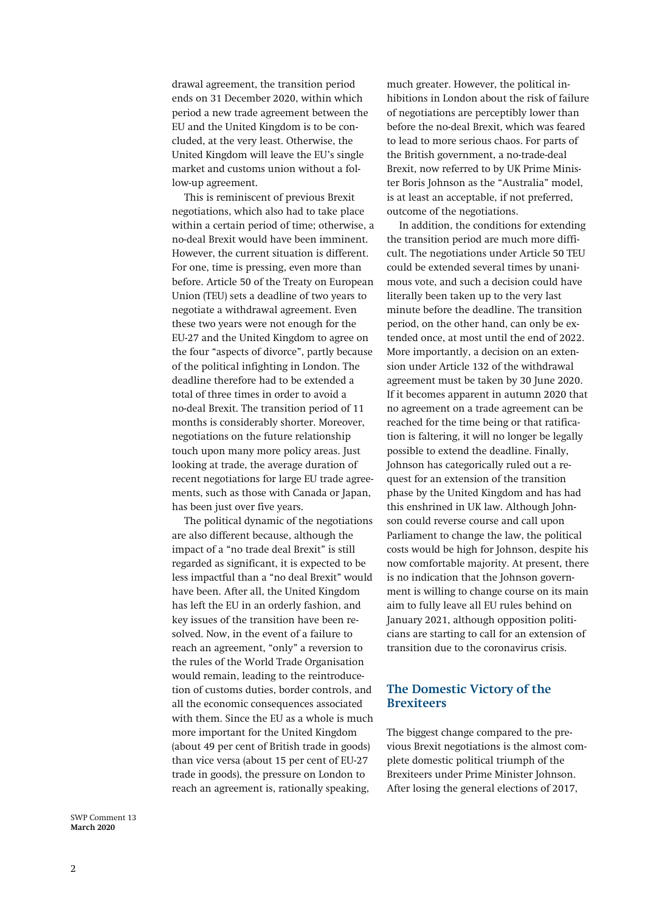drawal agreement, the transition period ends on 31 December 2020, within which period a new trade agreement between the EU and the United Kingdom is to be concluded, at the very least. Otherwise, the United Kingdom will leave the EU's single market and customs union without a follow-up agreement.

This is reminiscent of previous Brexit negotiations, which also had to take place within a certain period of time; otherwise, a no-deal Brexit would have been imminent. However, the current situation is different. For one, time is pressing, even more than before. Article 50 of the Treaty on European Union (TEU) sets a deadline of two years to negotiate a withdrawal agreement. Even these two years were not enough for the EU-27 and the United Kingdom to agree on the four "aspects of divorce", partly because of the political infighting in London. The deadline therefore had to be extended a total of three times in order to avoid a no-deal Brexit. The transition period of 11 months is considerably shorter. Moreover, negotiations on the future relationship touch upon many more policy areas. Just looking at trade, the average duration of recent negotiations for large EU trade agreements, such as those with Canada or Japan, has been just over five years.

The political dynamic of the negotiations are also different because, although the impact of a "no trade deal Brexit" is still regarded as significant, it is expected to be less impactful than a "no deal Brexit" would have been. After all, the United Kingdom has left the EU in an orderly fashion, and key issues of the transition have been resolved. Now, in the event of a failure to reach an agreement, "only" a reversion to the rules of the World Trade Organisation would remain, leading to the reintroducetion of customs duties, border controls, and all the economic consequences associated with them. Since the EU as a whole is much more important for the United Kingdom (about 49 per cent of British trade in goods) than vice versa (about 15 per cent of EU-27 trade in goods), the pressure on London to reach an agreement is, rationally speaking, much greater. However, the political inhibitions in London about the risk of failure of negotiations are perceptibly lower than before the no-deal Brexit, which was feared to lead to more serious chaos. For parts of the British government, a no-trade-deal Brexit, now referred to by UK Prime Minister Boris Johnson as the "Australia" model, is at least an acceptable, if not preferred, outcome of the negotiations.

In addition, the conditions for extending the transition period are much more difficult. The negotiations under Article 50 TEU could be extended several times by unanimous vote, and such a decision could have literally been taken up to the very last minute before the deadline. The transition period, on the other hand, can only be extended once, at most until the end of 2022. More importantly, a decision on an extension under Article 132 of the withdrawal agreement must be taken by 30 June 2020. If it becomes apparent in autumn 2020 that no agreement on a trade agreement can be reached for the time being or that ratification is faltering, it will no longer be legally possible to extend the deadline. Finally, Johnson has categorically ruled out a request for an extension of the transition phase by the United Kingdom and has had this enshrined in UK law. Although Johnson could reverse course and call upon Parliament to change the law, the political costs would be high for Johnson, despite his now comfortable majority. At present, there is no indication that the Johnson government is willing to change course on its main aim to fully leave all EU rules behind on January 2021, although opposition politicians are starting to call for an extension of transition due to the coronavirus crisis.

## The Domestic Victory of the Brexiteers

The biggest change compared to the previous Brexit negotiations is the almost complete domestic political triumph of the Brexiteers under Prime Minister Johnson. After losing the general elections of 2017,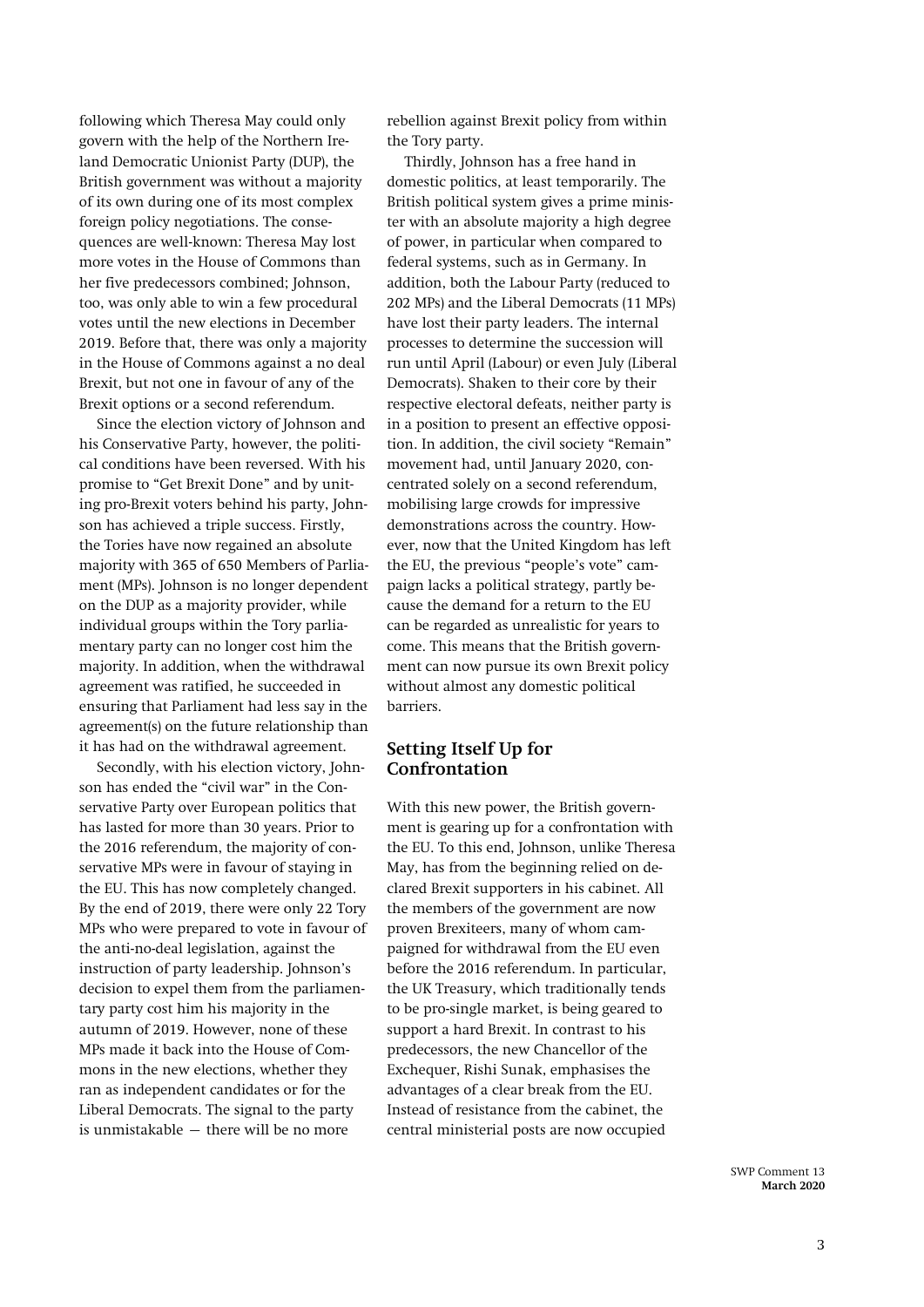following which Theresa May could only govern with the help of the Northern Ireland Democratic Unionist Party (DUP), the British government was without a majority of its own during one of its most complex foreign policy negotiations. The consequences are well-known: Theresa May lost more votes in the House of Commons than her five predecessors combined; Johnson, too, was only able to win a few procedural votes until the new elections in December 2019. Before that, there was only a majority in the House of Commons against a no deal Brexit, but not one in favour of any of the Brexit options or a second referendum.

Since the election victory of Johnson and his Conservative Party, however, the political conditions have been reversed. With his promise to "Get Brexit Done" and by uniting pro-Brexit voters behind his party, Johnson has achieved a triple success. Firstly, the Tories have now regained an absolute majority with 365 of 650 Members of Parliament (MPs). Johnson is no longer dependent on the DUP as a majority provider, while individual groups within the Tory parliamentary party can no longer cost him the majority. In addition, when the withdrawal agreement was ratified, he succeeded in ensuring that Parliament had less say in the agreement(s) on the future relationship than it has had on the withdrawal agreement.

Secondly, with his election victory, Johnson has ended the "civil war" in the Conservative Party over European politics that has lasted for more than 30 years. Prior to the 2016 referendum, the majority of conservative MPs were in favour of staying in the EU. This has now completely changed. By the end of 2019, there were only 22 Tory MPs who were prepared to vote in favour of the anti-no-deal legislation, against the instruction of party leadership. Johnson's decision to expel them from the parliamentary party cost him his majority in the autumn of 2019. However, none of these MPs made it back into the House of Commons in the new elections, whether they ran as independent candidates or for the Liberal Democrats. The signal to the party is unmistakable — there will be no more rebellion against Brexit policy from within the Tory party.

Thirdly, Johnson has a free hand in domestic politics, at least temporarily. The British political system gives a prime minister with an absolute majority a high degree of power, in particular when compared to federal systems, such as in Germany. In addition, both the Labour Party (reduced to 202 MPs) and the Liberal Democrats (11 MPs) have lost their party leaders. The internal processes to determine the succession will run until April (Labour) or even July (Liberal Democrats). Shaken to their core by their respective electoral defeats, neither party is in a position to present an effective opposition. In addition, the civil society "Remain" movement had, until January 2020, concentrated solely on a second referendum, mobilising large crowds for impressive demonstrations across the country. However, now that the United Kingdom has left the EU, the previous "people's vote" campaign lacks a political strategy, partly because the demand for a return to the EU can be regarded as unrealistic for years to come. This means that the British government can now pursue its own Brexit policy without almost any domestic political barriers.

## Setting Itself Up for Confrontation

With this new power, the British government is gearing up for a confrontation with the EU. To this end, Johnson, unlike Theresa May, has from the beginning relied on declared Brexit supporters in his cabinet. All the members of the government are now proven Brexiteers, many of whom campaigned for withdrawal from the EU even before the 2016 referendum. In particular, the UK Treasury, which traditionally tends to be pro-single market, is being geared to support a hard Brexit. In contrast to his predecessors, the new Chancellor of the Exchequer, Rishi Sunak, emphasises the advantages of a clear break from the EU. Instead of resistance from the cabinet, the central ministerial posts are now occupied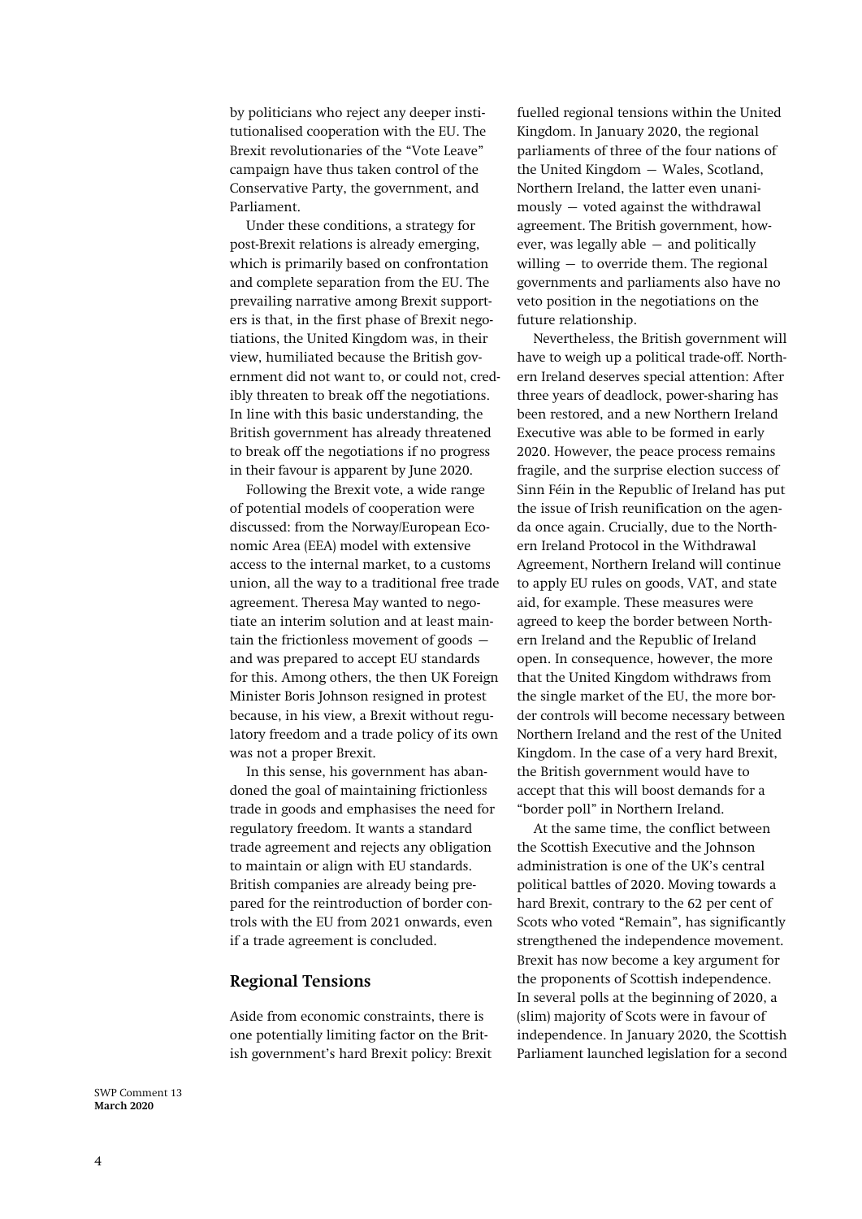by politicians who reject any deeper institutionalised cooperation with the EU. The Brexit revolutionaries of the "Vote Leave" campaign have thus taken control of the Conservative Party, the government, and Parliament.

Under these conditions, a strategy for post-Brexit relations is already emerging, which is primarily based on confrontation and complete separation from the EU. The prevailing narrative among Brexit supporters is that, in the first phase of Brexit negotiations, the United Kingdom was, in their view, humiliated because the British government did not want to, or could not, credibly threaten to break off the negotiations. In line with this basic understanding, the British government has already threatened to break off the negotiations if no progress in their favour is apparent by June 2020.

Following the Brexit vote, a wide range of potential models of cooperation were discussed: from the Norway/European Economic Area (EEA) model with extensive access to the internal market, to a customs union, all the way to a traditional free trade agreement. Theresa May wanted to negotiate an interim solution and at least maintain the frictionless movement of goods — and was prepared to accept EU standards for this. Among others, the then UK Foreign Minister Boris Johnson resigned in protest because, in his view, a Brexit without regulatory freedom and a trade policy of its own was not a proper Brexit.

In this sense, his government has abandoned the goal of maintaining frictionless trade in goods and emphasises the need for regulatory freedom. It wants a standard trade agreement and rejects any obligation to maintain or align with EU standards. British companies are already being prepared for the reintroduction of border controls with the EU from 2021 onwards, even if a trade agreement is concluded.

## Regional Tensions

Aside from economic constraints, there is one potentially limiting factor on the British government's hard Brexit policy: Brexit fuelled regional tensions within the United Kingdom. In January 2020, the regional parliaments of three of the four nations of the United Kingdom — Wales, Scotland, Northern Ireland, the latter even unanimously — voted against the withdrawal agreement. The British government, however, was legally able — and politically willing — to override them. The regional governments and parliaments also have no veto position in the negotiations on the future relationship.

Nevertheless, the British government will have to weigh up a political trade-off. Northern Ireland deserves special attention: After three years of deadlock, power-sharing has been restored, and a new Northern Ireland Executive was able to be formed in early 2020. However, the peace process remains fragile, and the surprise election success of Sinn Féin in the Republic of Ireland has put the issue of Irish reunification on the agenda once again. Crucially, due to the Northern Ireland Protocol in the Withdrawal Agreement, Northern Ireland will continue to apply EU rules on goods, VAT, and state aid, for example. These measures were agreed to keep the border between Northern Ireland and the Republic of Ireland open. In consequence, however, the more that the United Kingdom withdraws from the single market of the EU, the more border controls will become necessary between Northern Ireland and the rest of the United Kingdom. In the case of a very hard Brexit, the British government would have to accept that this will boost demands for a "border poll" in Northern Ireland.

At the same time, the conflict between the Scottish Executive and the Johnson administration is one of the UK's central political battles of 2020. Moving towards a hard Brexit, contrary to the 62 per cent of Scots who voted "Remain", has significantly strengthened the independence movement. Brexit has now become a key argument for the proponents of Scottish independence. In several polls at the beginning of 2020, a (slim) majority of Scots were in favour of independence. In January 2020, the Scottish Parliament launched legislation for a second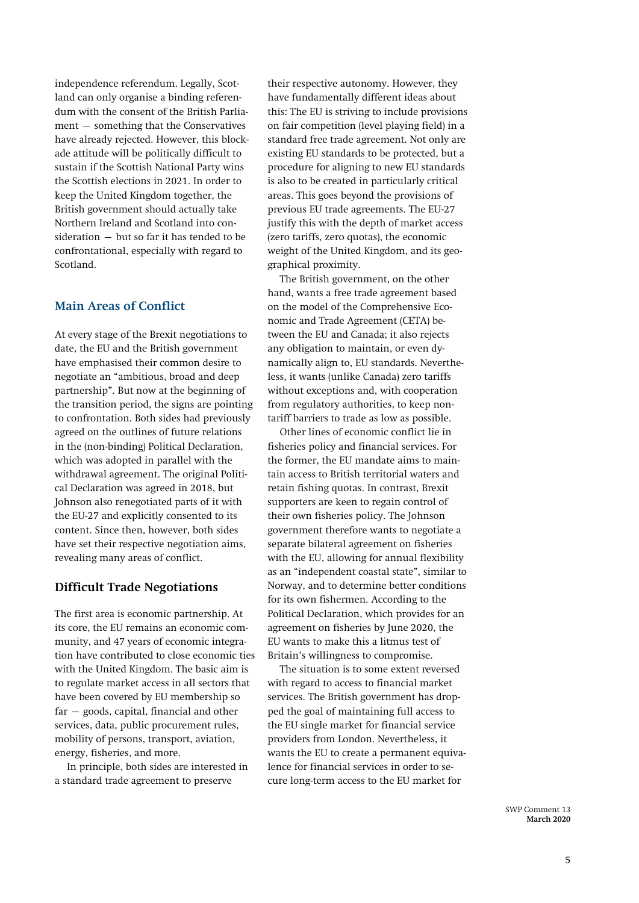independence referendum. Legally, Scotland can only organise a binding referendum with the consent of the British Parliament — something that the Conservatives have already rejected. However, this blockade attitude will be politically difficult to sustain if the Scottish National Party wins the Scottish elections in 2021. In order to keep the United Kingdom together, the British government should actually take Northern Ireland and Scotland into consideration — but so far it has tended to be confrontational, especially with regard to Scotland.

## Main Areas of Conflict

At every stage of the Brexit negotiations to date, the EU and the British government have emphasised their common desire to negotiate an "ambitious, broad and deep partnership". But now at the beginning of the transition period, the signs are pointing to confrontation. Both sides had previously agreed on the outlines of future relations in the (non-binding) Political Declaration, which was adopted in parallel with the withdrawal agreement. The original Political Declaration was agreed in 2018, but Johnson also renegotiated parts of it with the EU-27 and explicitly consented to its content. Since then, however, both sides have set their respective negotiation aims, revealing many areas of conflict.

### Difficult Trade Negotiations

The first area is economic partnership. At its core, the EU remains an economic community, and 47 years of economic integration have contributed to close economic ties with the United Kingdom. The basic aim is to regulate market access in all sectors that have been covered by EU membership so far — goods, capital, financial and other services, data, public procurement rules, mobility of persons, transport, aviation, energy, fisheries, and more.

In principle, both sides are interested in a standard trade agreement to preserve their respective autonomy. However, they have fundamentally different ideas about this: The EU is striving to include provisions on fair competition (level playing field) in a standard free trade agreement. Not only are existing EU standards to be protected, but a procedure for aligning to new EU standards is also to be created in particularly critical areas. This goes beyond the provisions of previous EU trade agreements. The EU-27 justify this with the depth of market access (zero tariffs, zero quotas), the economic weight of the United Kingdom, and its geographical proximity.

The British government, on the other hand, wants a free trade agreement based on the model of the Comprehensive Economic and Trade Agreement (CETA) between the EU and Canada; it also rejects any obligation to maintain, or even dynamically align to, EU standards. Nevertheless, it wants (unlike Canada) zero tariffs without exceptions and, with cooperation from regulatory authorities, to keep non-tariff barriers to trade as low as possible.

Other lines of economic conflict lie in fisheries policy and financial services. For the former, the EU mandate aims to maintain access to British territorial waters and retain fishing quotas. In contrast, Brexit supporters are keen to regain control of their own fisheries policy. The Johnson government therefore wants to negotiate a separate bilateral agreement on fisheries with the EU, allowing for annual flexibility as an "independent coastal state", similar to Norway, and to determine better conditions for its own fishermen. According to the Political Declaration, which provides for an agreement on fisheries by June 2020, the EU wants to make this a litmus test of Britain's willingness to compromise.

The situation is to some extent reversed with regard to access to financial market services. The British government has dropped the goal of maintaining full access to the EU single market for financial service providers from London. Nevertheless, it wants the EU to create a permanent equivalence for financial services in order to secure long-term access to the EU market for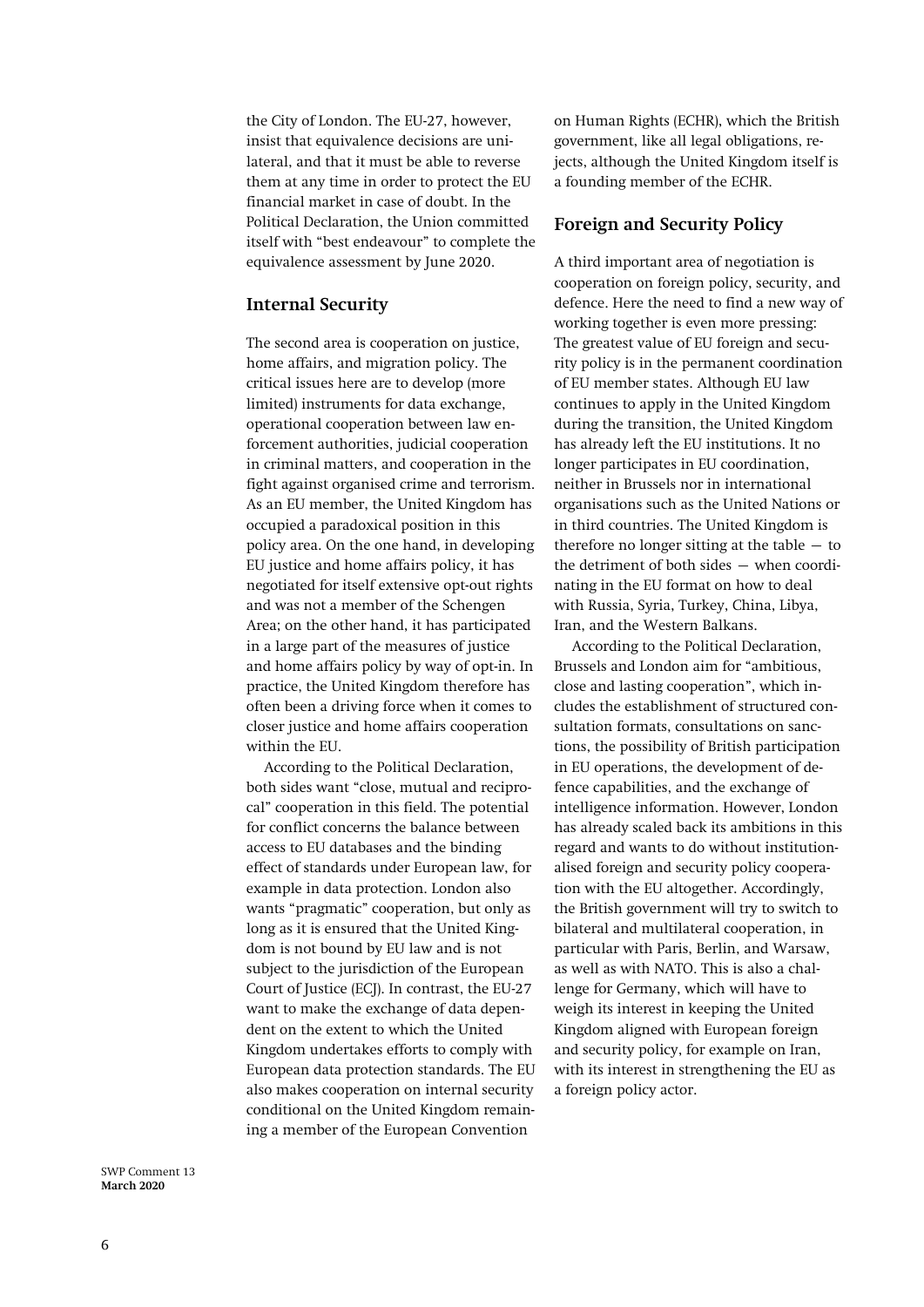the City of London. The EU-27, however, insist that equivalence decisions are unilateral, and that it must be able to reverse them at any time in order to protect the EU financial market in case of doubt. In the Political Declaration, the Union committed itself with "best endeavour" to complete the equivalence assessment by June 2020.

## Internal Security

The second area is cooperation on justice, home affairs, and migration policy. The critical issues here are to develop (more limited) instruments for data exchange, operational cooperation between law enforcement authorities, judicial cooperation in criminal matters, and cooperation in the fight against organised crime and terrorism. As an EU member, the United Kingdom has occupied a paradoxical position in this policy area. On the one hand, in developing EU justice and home affairs policy, it has negotiated for itself extensive opt-out rights and was not a member of the Schengen Area; on the other hand, it has participated in a large part of the measures of justice and home affairs policy by way of opt-in. In practice, the United Kingdom therefore has often been a driving force when it comes to closer justice and home affairs cooperation within the EU.

According to the Political Declaration, both sides want "close, mutual and reciprocal" cooperation in this field. The potential for conflict concerns the balance between access to EU databases and the binding effect of standards under European law, for example in data protection. London also wants "pragmatic" cooperation, but only as long as it is ensured that the United Kingdom is not bound by EU law and is not subject to the jurisdiction of the European Court of Justice (ECJ). In contrast, the EU-27 want to make the exchange of data dependent on the extent to which the United Kingdom undertakes efforts to comply with European data protection standards. The EU also makes cooperation on internal security conditional on the United Kingdom remaining a member of the European Convention on Human Rights (ECHR), which the British government, like all legal obligations, rejects, although the United Kingdom itself is a founding member of the ECHR.

## Foreign and Security Policy

A third important area of negotiation is cooperation on foreign policy, security, and defence. Here the need to find a new way of working together is even more pressing: The greatest value of EU foreign and security policy is in the permanent coordination of EU member states. Although EU law continues to apply in the United Kingdom during the transition, the United Kingdom has already left the EU institutions. It no longer participates in EU coordination, neither in Brussels nor in international organisations such as the United Nations or in third countries. The United Kingdom is therefore no longer sitting at the table — to the detriment of both sides — when coordinating in the EU format on how to deal with Russia, Syria, Turkey, China, Libya, Iran, and the Western Balkans.

According to the Political Declaration, Brussels and London aim for "ambitious, close and lasting cooperation", which includes the establishment of structured consultation formats, consultations on sanctions, the possibility of British participation in EU operations, the development of defence capabilities, and the exchange of intelligence information. However, London has already scaled back its ambitions in this regard and wants to do without institutionalised foreign and security policy cooperation with the EU altogether. Accordingly, the British government will try to switch to bilateral and multilateral cooperation, in particular with Paris, Berlin, and Warsaw, as well as with NATO. This is also a challenge for Germany, which will have to weigh its interest in keeping the United Kingdom aligned with European foreign and security policy, for example on Iran, with its interest in strengthening the EU as a foreign policy actor.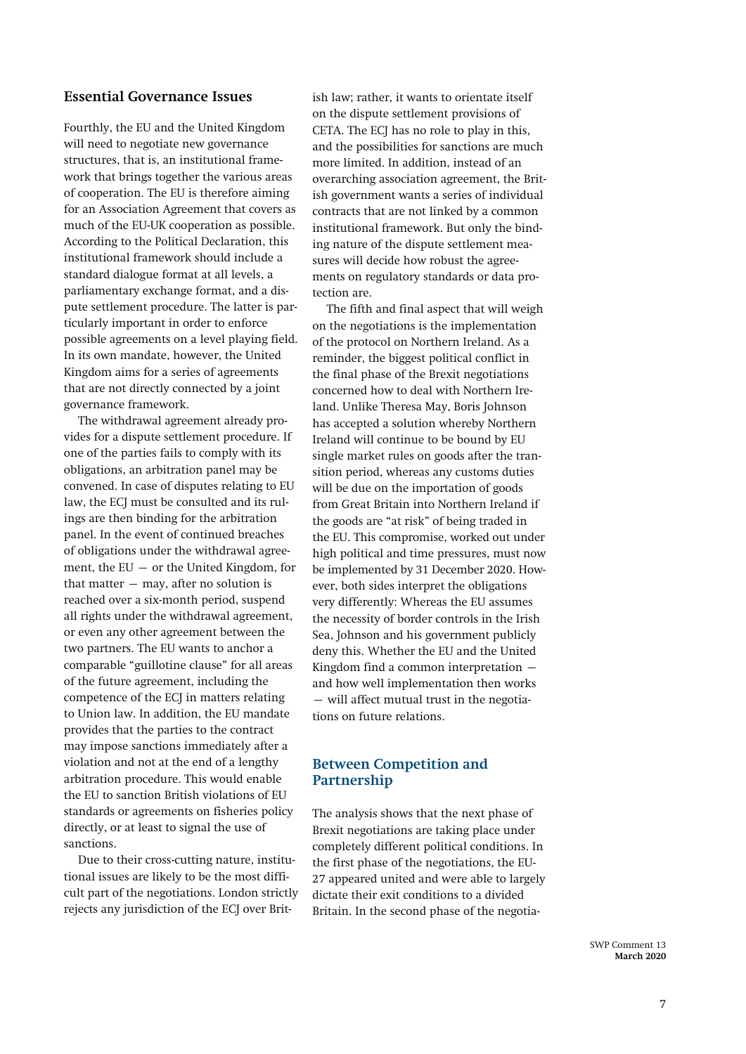## Essential Governance Issues

Fourthly, the EU and the United Kingdom will need to negotiate new governance structures, that is, an institutional framework that brings together the various areas of cooperation. The EU is therefore aiming for an Association Agreement that covers as much of the EU-UK cooperation as possible. According to the Political Declaration, this institutional framework should include a standard dialogue format at all levels, a parliamentary exchange format, and a dispute settlement procedure. The latter is particularly important in order to enforce possible agreements on a level playing field. In its own mandate, however, the United Kingdom aims for a series of agreements that are not directly connected by a joint governance framework.

The withdrawal agreement already provides for a dispute settlement procedure. If one of the parties fails to comply with its obligations, an arbitration panel may be convened. In case of disputes relating to EU law, the ECJ must be consulted and its rulings are then binding for the arbitration panel. In the event of continued breaches of obligations under the withdrawal agreement, the EU — or the United Kingdom, for that matter — may, after no solution is reached over a six-month period, suspend all rights under the withdrawal agreement, or even any other agreement between the two partners. The EU wants to anchor a comparable "guillotine clause" for all areas of the future agreement, including the competence of the ECJ in matters relating to Union law. In addition, the EU mandate provides that the parties to the contract may impose sanctions immediately after a violation and not at the end of a lengthy arbitration procedure. This would enable the EU to sanction British violations of EU standards or agreements on fisheries policy directly, or at least to signal the use of sanctions.

Due to their cross-cutting nature, institutional issues are likely to be the most difficult part of the negotiations. London strictly rejects any jurisdiction of the ECJ over British law; rather, it wants to orientate itself on the dispute settlement provisions of CETA. The ECJ has no role to play in this, and the possibilities for sanctions are much more limited. In addition, instead of an overarching association agreement, the British government wants a series of individual contracts that are not linked by a common institutional framework. But only the binding nature of the dispute settlement measures will decide how robust the agreements on regulatory standards or data protection are.

The fifth and final aspect that will weigh on the negotiations is the implementation of the protocol on Northern Ireland. As a reminder, the biggest political conflict in the final phase of the Brexit negotiations concerned how to deal with Northern Ireland. Unlike Theresa May, Boris Johnson has accepted a solution whereby Northern Ireland will continue to be bound by EU single market rules on goods after the transition period, whereas any customs duties will be due on the importation of goods from Great Britain into Northern Ireland if the goods are "at risk" of being traded in the EU. This compromise, worked out under high political and time pressures, must now be implemented by 31 December 2020. However, both sides interpret the obligations very differently: Whereas the EU assumes the necessity of border controls in the Irish Sea, Johnson and his government publicly deny this. Whether the EU and the United Kingdom find a common interpretation — and how well implementation then works — will affect mutual trust in the negotiations on future relations.

## Between Competition and Partnership

The analysis shows that the next phase of Brexit negotiations are taking place under completely different political conditions. In the first phase of the negotiations, the EU-27 appeared united and were able to largely dictate their exit conditions to a divided Britain. In the second phase of the negotia-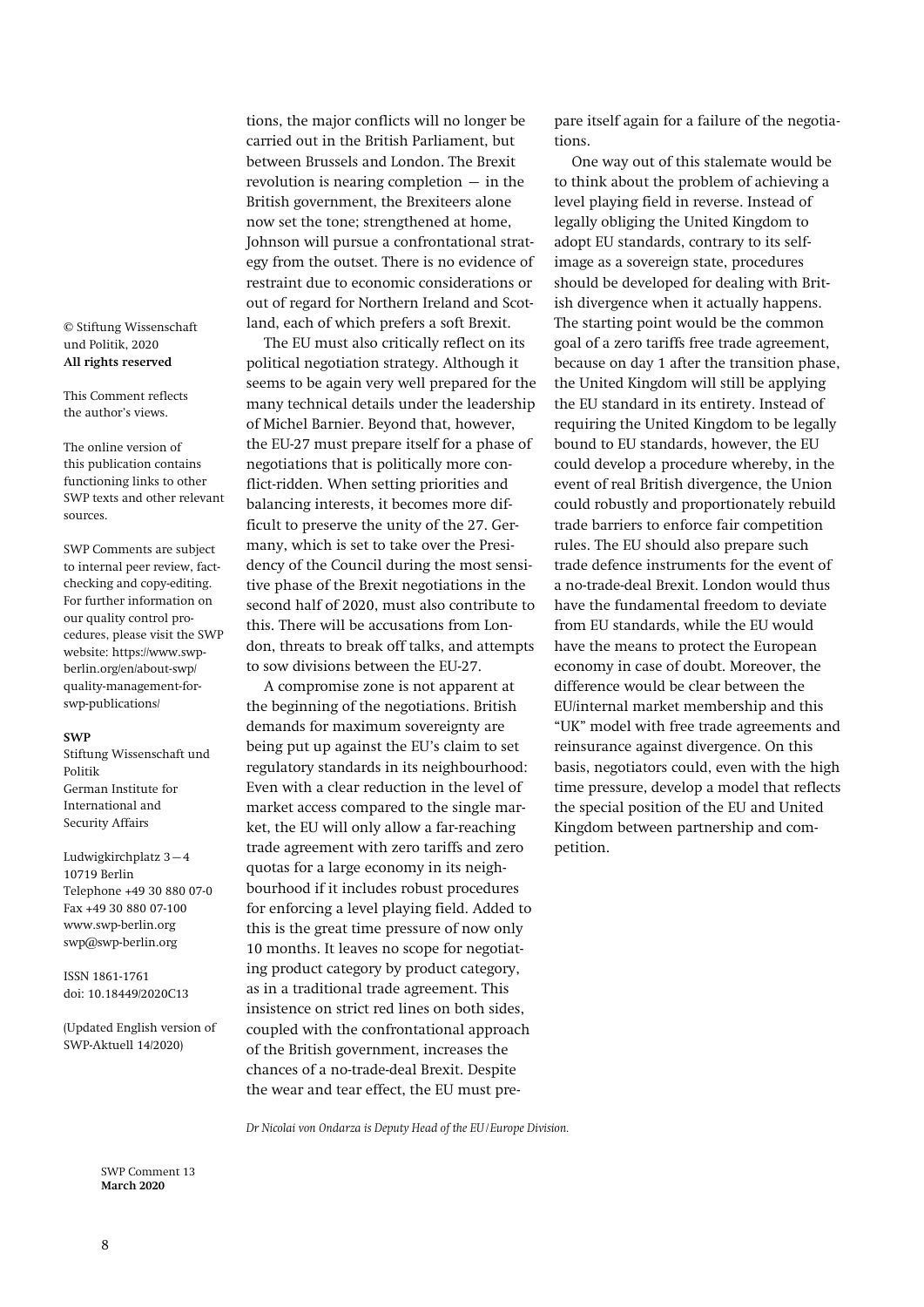tions, the major conflicts will no longer be carried out in the British Parliament, but between Brussels and London. The Brexit revolution is nearing completion — in the British government, the Brexiteers alone now set the tone; strengthened at home, Johnson will pursue a confrontational strategy from the outset. There is no evidence of restraint due to economic considerations or out of regard for Northern Ireland and Scotland, each of which prefers a soft Brexit.

The EU must also critically reflect on its political negotiation strategy. Although it seems to be again very well prepared for the many technical details under the leadership of Michel Barnier. Beyond that, however, the EU-27 must prepare itself for a phase of negotiations that is politically more conflict-ridden. When setting priorities and balancing interests, it becomes more difficult to preserve the unity of the 27. Germany, which is set to take over the Presidency of the Council during the most sensitive phase of the Brexit negotiations in the second half of 2020, must also contribute to this. There will be accusations from London, threats to break off talks, and attempts to sow divisions between the EU-27.

A compromise zone is not apparent at the beginning of the negotiations. British demands for maximum sovereignty are being put up against the EU's claim to set regulatory standards in its neighbourhood: Even with a clear reduction in the level of market access compared to the single market, the EU will only allow a far-reaching trade agreement with zero tariffs and zero quotas for a large economy in its neighbourhood if it includes robust procedures for enforcing a level playing field. Added to this is the great time pressure of now only 10 months. It leaves no scope for negotiating product category by product category, as in a traditional trade agreement. This insistence on strict red lines on both sides, coupled with the confrontational approach of the British government, increases the chances of a no-trade-deal Brexit. Despite the wear and tear effect, the EU must prepare itself again for a failure of the negotiations.

One way out of this stalemate would be to think about the problem of achieving a level playing field in reverse. Instead of legally obliging the United Kingdom to adopt EU standards, contrary to its self-image as a sovereign state, procedures should be developed for dealing with British divergence when it actually happens. The starting point would be the common goal of a zero tariffs free trade agreement, because on day 1 after the transition phase, the United Kingdom will still be applying the EU standard in its entirety. Instead of requiring the United Kingdom to be legally bound to EU standards, however, the EU could develop a procedure whereby, in the event of real British divergence, the Union could robustly and proportionately rebuild trade barriers to enforce fair competition rules. The EU should also prepare such trade defence instruments for the event of a no-trade-deal Brexit. London would thus have the fundamental freedom to deviate from EU standards, while the EU would have the means to protect the European economy in case of doubt. Moreover, the difference would be clear between the EU/internal market membership and this "UK" model with free trade agreements and reinsurance against divergence. On this basis, negotiators could, even with the high time pressure, develop a model that reflects the special position of the EU and United Kingdom between partnership and competition.

*Dr Nicolai von Ondarza is Deputy Head of the EU/Europe Division.*

© Stiftung Wissenschaft und Politik, 2020
**All rights reserved**

This Comment reflects the author's views.

The online version of this publication contains functioning links to other SWP texts and other relevant sources.

SWP Comments are subject to internal peer review, fact-checking and copy-editing. For further information on our quality control procedures, please visit the SWP website: https://www.swp-berlin.org/en/about-swp/quality-management-for-swp-publications/

**SWP**
Stiftung Wissenschaft und Politik
German Institute for International and Security Affairs

Ludwigkirchplatz 3—4
10719 Berlin
Telephone +49 30 880 07-0
Fax +49 30 880 07-100
www.swp-berlin.org
swp@swp-berlin.org

ISSN 1861-1761
doi: 10.18449/2020C13

(Updated English version of SWP-Aktuell 14/2020)